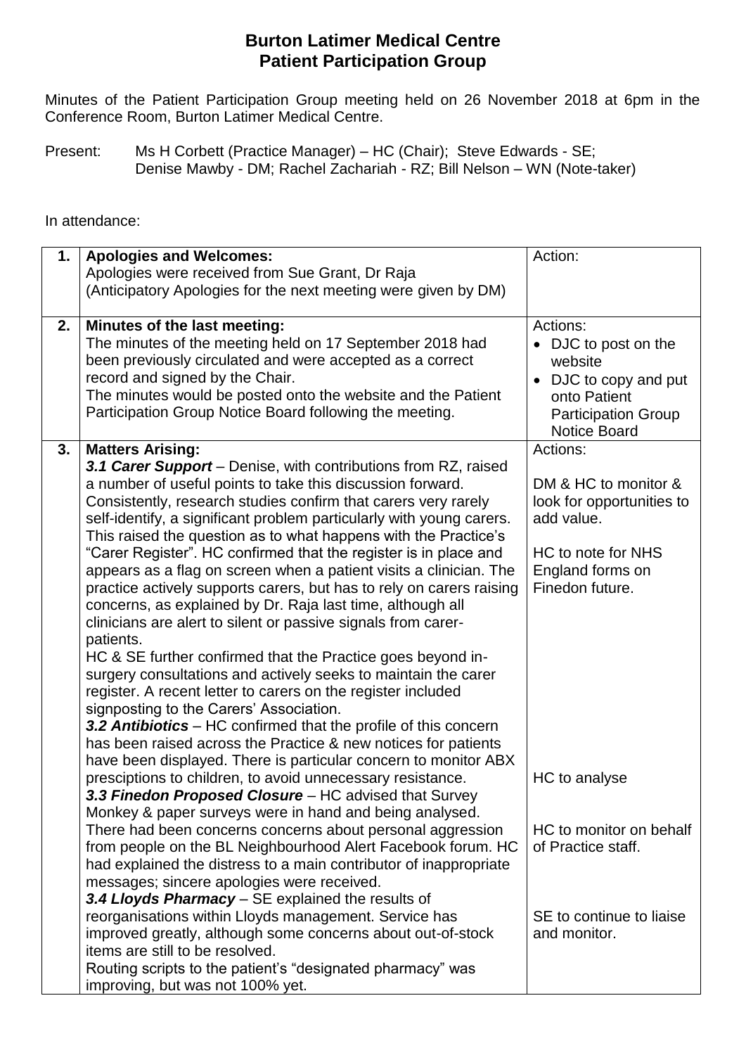# Burton Latimer Medical Centre
## Patient Participation Group

Minutes of the Patient Participation Group meeting held on 26 November 2018 at 6pm in the Conference Room, Burton Latimer Medical Centre.

Present: Ms H Corbett (Practice Manager) – HC (Chair); Steve Edwards - SE; Denise Mawby - DM; Rachel Zachariah - RZ; Bill Nelson – WN (Note-taker)

In attendance:

| | | Action: |
|---|---|---|
| **1.** | **Apologies and Welcomes:**<br>Apologies were received from Sue Grant, Dr Raja<br>(Anticipatory Apologies for the next meeting were given by DM) | Action: |
| **2.** | **Minutes of the last meeting:**<br>The minutes of the meeting held on 17 September 2018 had been previously circulated and were accepted as a correct record and signed by the Chair.<br>The minutes would be posted onto the website and the Patient Participation Group Notice Board following the meeting. | Actions:<br>• DJC to post on the website<br>• DJC to copy and put onto Patient Participation Group Notice Board |
| **3.** | **Matters Arising:**<br>***3.1 Carer Support*** – Denise, with contributions from RZ, raised a number of useful points to take this discussion forward. Consistently, research studies confirm that carers very rarely self-identify, a significant problem particularly with young carers. This raised the question as to what happens with the Practice's "Carer Register". HC confirmed that the register is in place and appears as a flag on screen when a patient visits a clinician. The practice actively supports carers, but has to rely on carers raising concerns, as explained by Dr. Raja last time, although all clinicians are alert to silent or passive signals from carer-patients.<br>HC & SE further confirmed that the Practice goes beyond in-surgery consultations and actively seeks to maintain the carer register. A recent letter to carers on the register included signposting to the Carers' Association.<br>***3.2 Antibiotics*** – HC confirmed that the profile of this concern has been raised across the Practice & new notices for patients have been displayed. There is particular concern to monitor ABX presciptions to children, to avoid unnecessary resistance.<br>***3.3 Finedon Proposed Closure*** – HC advised that Survey Monkey & paper surveys were in hand and being analysed.<br>There had been concerns concerns about personal aggression from people on the BL Neighbourhood Alert Facebook forum. HC had explained the distress to a main contributor of inappropriate messages; sincere apologies were received.<br>***3.4 Lloyds Pharmacy*** – SE explained the results of reorganisations within Lloyds management. Service has improved greatly, although some concerns about out-of-stock items are still to be resolved.<br>Routing scripts to the patient's "designated pharmacy" was improving, but was not 100% yet. | Actions:<br><br>DM & HC to monitor & look for opportunities to add value.<br><br>HC to note for NHS England forms on Finedon future.<br><br><br><br>HC to analyse<br><br>HC to monitor on behalf of Practice staff.<br><br>SE to continue to liaise and monitor. |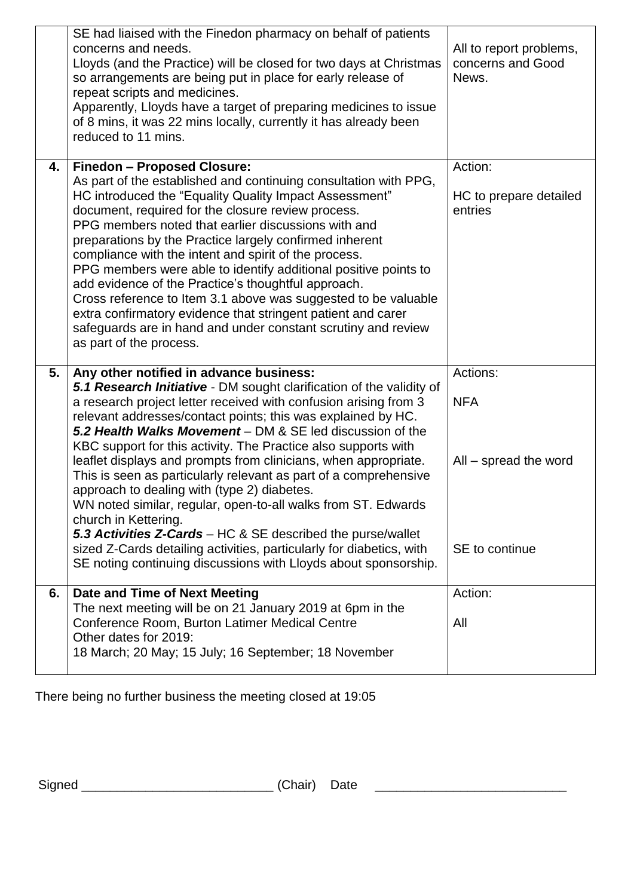| | | |
|---|---|---|
| | SE had liaised with the Finedon pharmacy on behalf of patients concerns and needs.<br>Lloyds (and the Practice) will be closed for two days at Christmas so arrangements are being put in place for early release of repeat scripts and medicines.<br>Apparently, Lloyds have a target of preparing medicines to issue of 8 mins, it was 22 mins locally, currently it has already been reduced to 11 mins. | All to report problems, concerns and Good News. |
| **4.** | **Finedon – Proposed Closure:**<br>As part of the established and continuing consultation with PPG, HC introduced the "Equality Quality Impact Assessment" document, required for the closure review process.<br>PPG members noted that earlier discussions with and preparations by the Practice largely confirmed inherent compliance with the intent and spirit of the process.<br>PPG members were able to identify additional positive points to add evidence of the Practice's thoughtful approach.<br>Cross reference to Item 3.1 above was suggested to be valuable extra confirmatory evidence that stringent patient and carer safeguards are in hand and under constant scrutiny and review as part of the process. | Action:<br><br>HC to prepare detailed entries |
| **5.** | **Any other notified in advance business:**<br>***5.1 Research Initiative*** - DM sought clarification of the validity of a research project letter received with confusion arising from 3 relevant addresses/contact points; this was explained by HC.<br>***5.2 Health Walks Movement*** – DM & SE led discussion of the KBC support for this activity. The Practice also supports with leaflet displays and prompts from clinicians, when appropriate. This is seen as particularly relevant as part of a comprehensive approach to dealing with (type 2) diabetes.<br>WN noted similar, regular, open-to-all walks from ST. Edwards church in Kettering.<br>***5.3 Activities Z-Cards*** – HC & SE described the purse/wallet sized Z-Cards detailing activities, particularly for diabetics, with SE noting continuing discussions with Lloyds about sponsorship. | Actions:<br><br>NFA<br><br>All – spread the word<br><br>SE to continue |
| **6.** | **Date and Time of Next Meeting**<br>The next meeting will be on 21 January 2019 at 6pm in the Conference Room, Burton Latimer Medical Centre<br>Other dates for 2019:<br>18 March; 20 May; 15 July; 16 September; 18 November | Action:<br><br>All |

There being no further business the meeting closed at 19:05

Signed ___________________________ (Chair) Date ___________________________